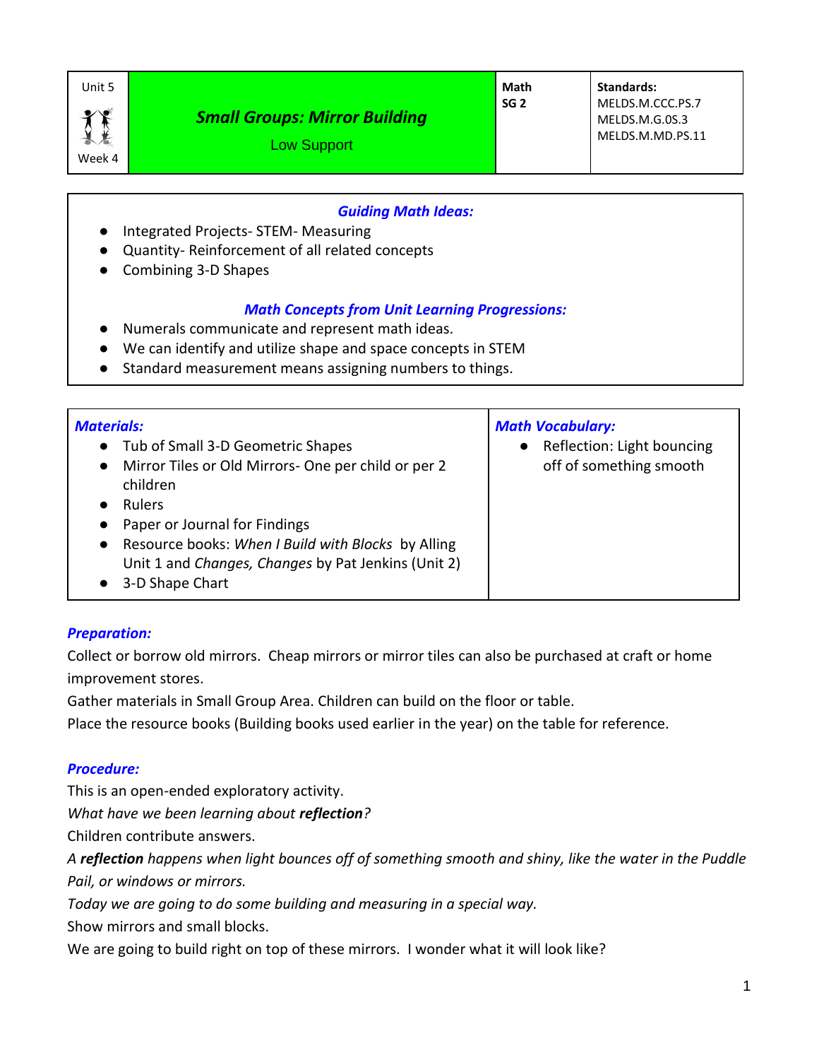| Unit 5<br><br>Week 4 | ***Small Groups: Mirror Building***<br>Low Support | **Math**<br>**SG 2** | **Standards:**<br>MELDS.M.CCC.PS.7<br>MELDS.M.G.0S.3<br>MELDS.M.MD.PS.11 |
|---|---|---|---|

### ***Guiding Math Ideas:***

- Integrated Projects- STEM- Measuring
- Quantity- Reinforcement of all related concepts
- Combining 3-D Shapes

### ***Math Concepts from Unit Learning Progressions:***

- Numerals communicate and represent math ideas.
- We can identify and utilize shape and space concepts in STEM
- Standard measurement means assigning numbers to things.

| ***Materials:*** | ***Math Vocabulary:*** |
|---|---|
| • Tub of Small 3-D Geometric Shapes<br>• Mirror Tiles or Old Mirrors- One per child or per 2 children<br>• Rulers<br>• Paper or Journal for Findings<br>• Resource books: *When I Build with Blocks* by Alling Unit 1 and *Changes, Changes* by Pat Jenkins (Unit 2)<br>• 3-D Shape Chart | • Reflection: Light bouncing off of something smooth |

### ***Preparation:***

Collect or borrow old mirrors. Cheap mirrors or mirror tiles can also be purchased at craft or home improvement stores.

Gather materials in Small Group Area. Children can build on the floor or table.

Place the resource books (Building books used earlier in the year) on the table for reference.

### ***Procedure:***

This is an open-ended exploratory activity.

*What have we been learning about* ***reflection****?*

Children contribute answers.

*A* ***reflection*** *happens when light bounces off of something smooth and shiny, like the water in the Puddle Pail, or windows or mirrors.*

*Today we are going to do some building and measuring in a special way.*

Show mirrors and small blocks.

We are going to build right on top of these mirrors. I wonder what it will look like?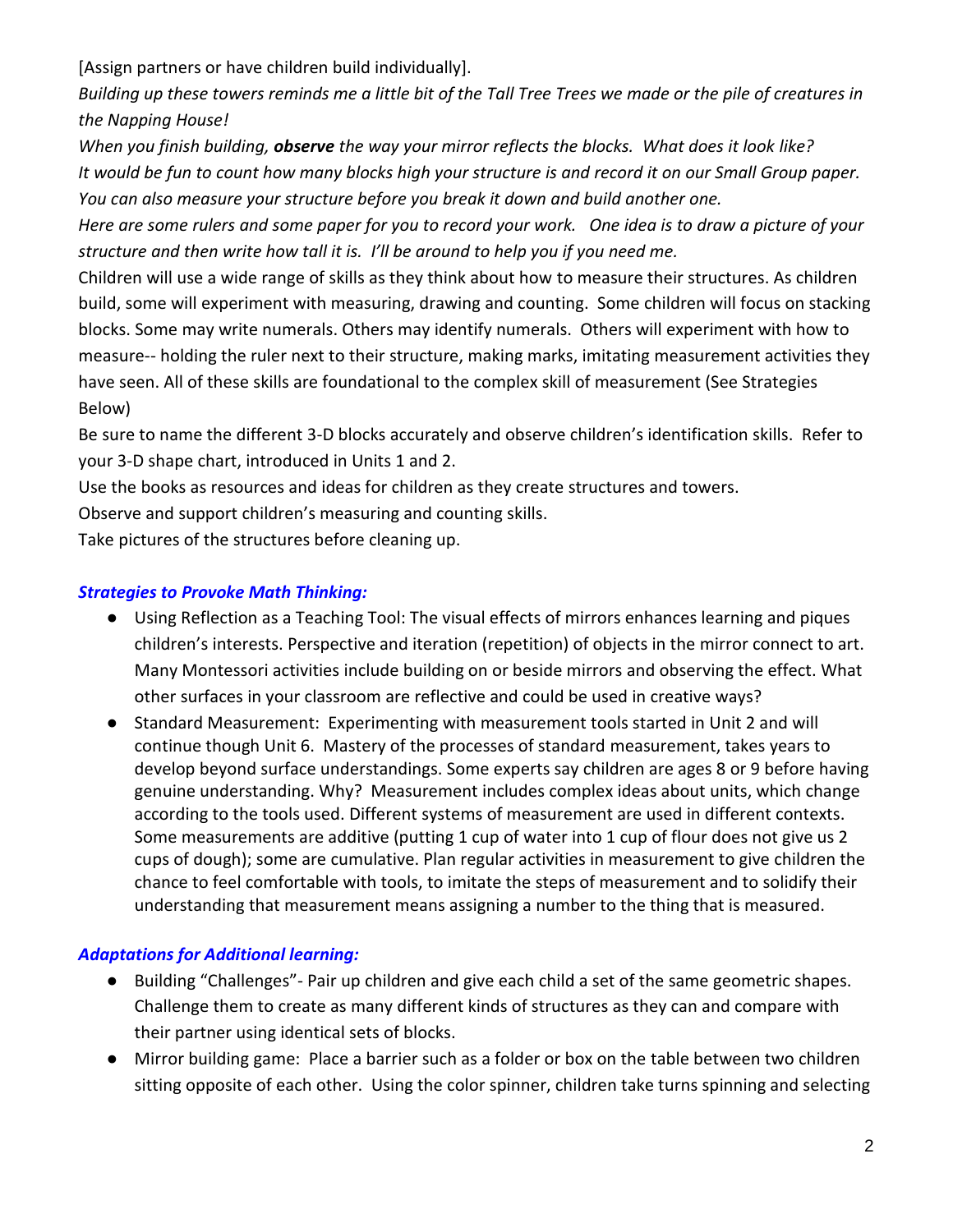[Assign partners or have children build individually].

*Building up these towers reminds me a little bit of the Tall Tree Trees we made or the pile of creatures in the Napping House!*

*When you finish building, **observe** the way your mirror reflects the blocks. What does it look like?*

*It would be fun to count how many blocks high your structure is and record it on our Small Group paper. You can also measure your structure before you break it down and build another one.*

*Here are some rulers and some paper for you to record your work. One idea is to draw a picture of your structure and then write how tall it is. I'll be around to help you if you need me.*

Children will use a wide range of skills as they think about how to measure their structures. As children build, some will experiment with measuring, drawing and counting. Some children will focus on stacking blocks. Some may write numerals. Others may identify numerals. Others will experiment with how to measure-- holding the ruler next to their structure, making marks, imitating measurement activities they have seen. All of these skills are foundational to the complex skill of measurement (See Strategies Below)

Be sure to name the different 3-D blocks accurately and observe children's identification skills. Refer to your 3-D shape chart, introduced in Units 1 and 2.

Use the books as resources and ideas for children as they create structures and towers.

Observe and support children's measuring and counting skills.

Take pictures of the structures before cleaning up.

### ***Strategies to Provoke Math Thinking:***

- Using Reflection as a Teaching Tool: The visual effects of mirrors enhances learning and piques children's interests. Perspective and iteration (repetition) of objects in the mirror connect to art. Many Montessori activities include building on or beside mirrors and observing the effect. What other surfaces in your classroom are reflective and could be used in creative ways?
- Standard Measurement: Experimenting with measurement tools started in Unit 2 and will continue though Unit 6. Mastery of the processes of standard measurement, takes years to develop beyond surface understandings. Some experts say children are ages 8 or 9 before having genuine understanding. Why? Measurement includes complex ideas about units, which change according to the tools used. Different systems of measurement are used in different contexts. Some measurements are additive (putting 1 cup of water into 1 cup of flour does not give us 2 cups of dough); some are cumulative. Plan regular activities in measurement to give children the chance to feel comfortable with tools, to imitate the steps of measurement and to solidify their understanding that measurement means assigning a number to the thing that is measured.

### ***Adaptations for Additional learning:***

- Building "Challenges"- Pair up children and give each child a set of the same geometric shapes. Challenge them to create as many different kinds of structures as they can and compare with their partner using identical sets of blocks.
- Mirror building game: Place a barrier such as a folder or box on the table between two children sitting opposite of each other. Using the color spinner, children take turns spinning and selecting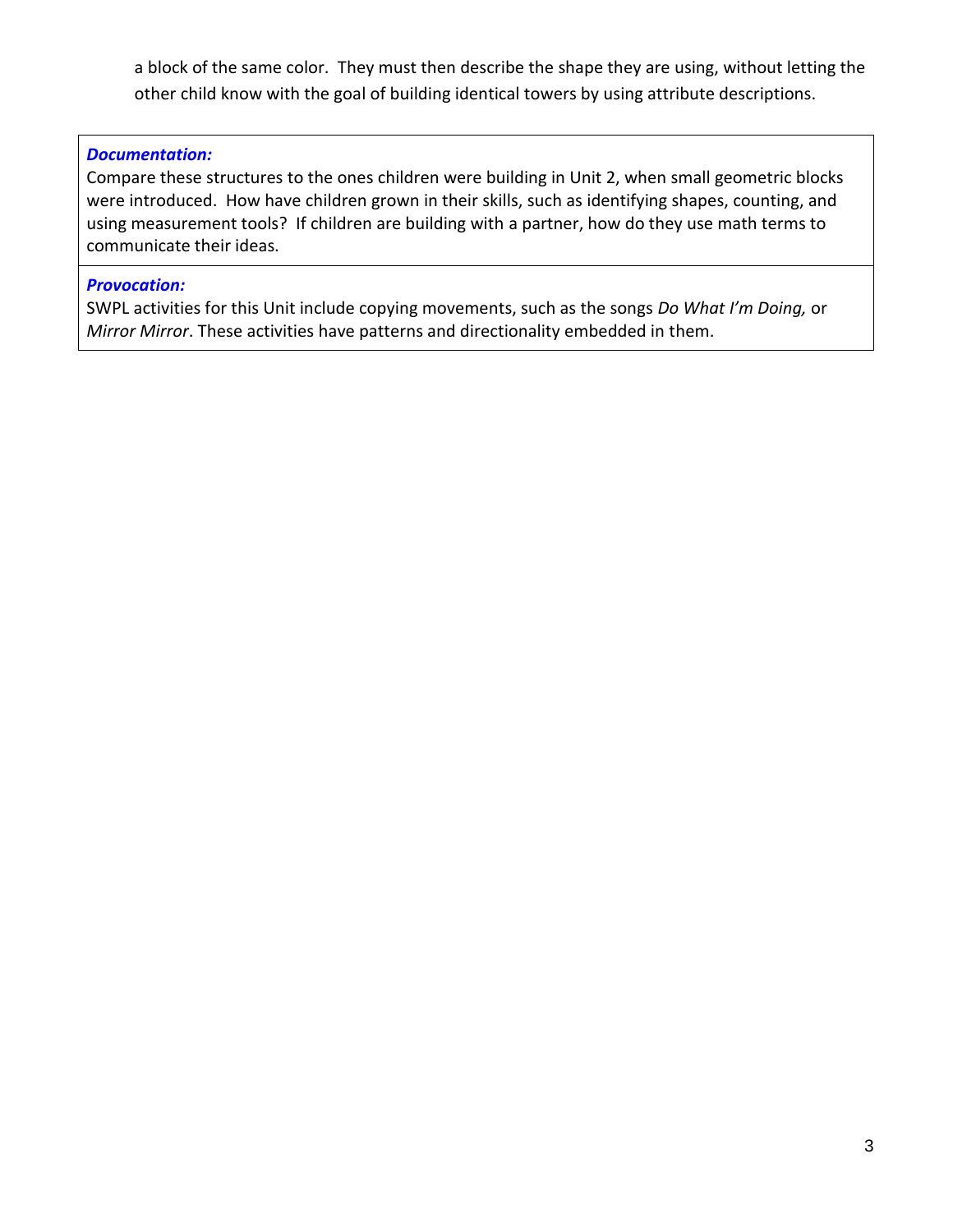a block of the same color. They must then describe the shape they are using, without letting the other child know with the goal of building identical towers by using attribute descriptions.

***Documentation:***

Compare these structures to the ones children were building in Unit 2, when small geometric blocks were introduced. How have children grown in their skills, such as identifying shapes, counting, and using measurement tools? If children are building with a partner, how do they use math terms to communicate their ideas.

***Provocation:***

SWPL activities for this Unit include copying movements, such as the songs *Do What I'm Doing,* or *Mirror Mirror*. These activities have patterns and directionality embedded in them.